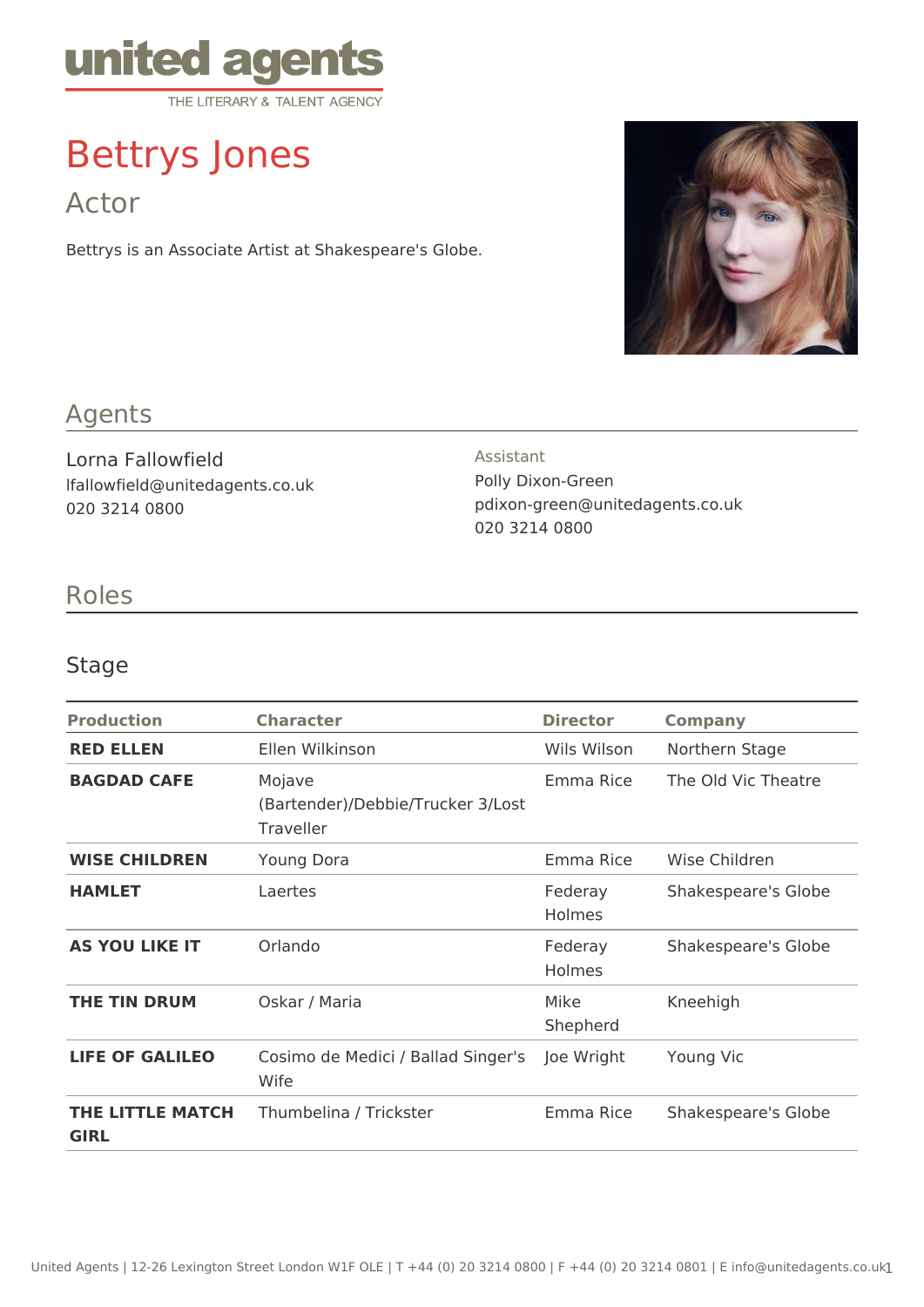united agents
THE LITERARY & TALENT AGENCY

# Bettrys Jones

## Actor

Bettrys is an Associate Artist at Shakespeare's Globe.

## Agents

Lorna Fallowfield
lfallowfield@unitedagents.co.uk
020 3214 0800

Assistant
Polly Dixon-Green
pdixon-green@unitedagents.co.uk
020 3214 0800

## Roles

### Stage

| Production | Character | Director | Company |
|---|---|---|---|
| **RED ELLEN** | Ellen Wilkinson | Wils Wilson | Northern Stage |
| **BAGDAD CAFE** | Mojave (Bartender)/Debbie/Trucker 3/Lost Traveller | Emma Rice | The Old Vic Theatre |
| **WISE CHILDREN** | Young Dora | Emma Rice | Wise Children |
| **HAMLET** | Laertes | Federay Holmes | Shakespeare's Globe |
| **AS YOU LIKE IT** | Orlando | Federay Holmes | Shakespeare's Globe |
| **THE TIN DRUM** | Oskar / Maria | Mike Shepherd | Kneehigh |
| **LIFE OF GALILEO** | Cosimo de Medici / Ballad Singer's Wife | Joe Wright | Young Vic |
| **THE LITTLE MATCH GIRL** | Thumbelina / Trickster | Emma Rice | Shakespeare's Globe |

United Agents | 12-26 Lexington Street London W1F OLE | T +44 (0) 20 3214 0800 | F +44 (0) 20 3214 0801 | E info@unitedagents.co.uk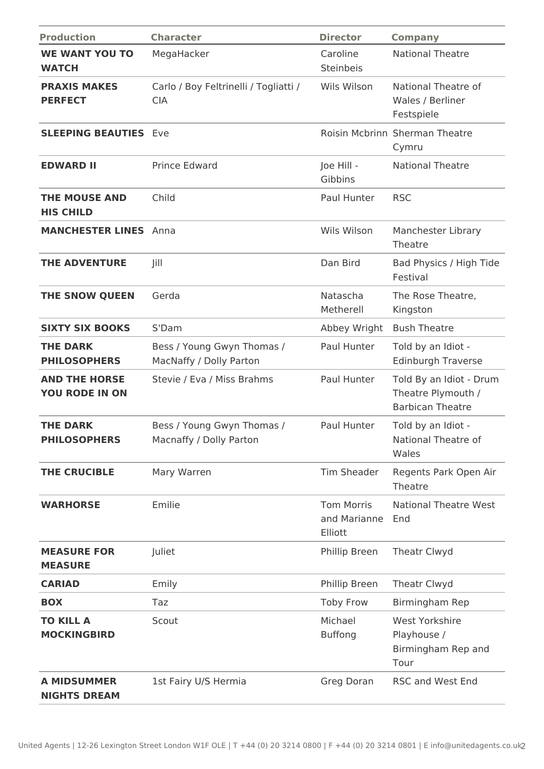| Production | Character | Director | Company |
|---|---|---|---|
| **WE WANT YOU TO WATCH** | MegaHacker | Caroline Steinbeis | National Theatre |
| **PRAXIS MAKES PERFECT** | Carlo / Boy Feltrinelli / Togliatti / CIA | Wils Wilson | National Theatre of Wales / Berliner Festspiele |
| **SLEEPING BEAUTIES** | Eve | Roisin Mcbrinn | Sherman Theatre Cymru |
| **EDWARD II** | Prince Edward | Joe Hill - Gibbins | National Theatre |
| **THE MOUSE AND HIS CHILD** | Child | Paul Hunter | RSC |
| **MANCHESTER LINES** | Anna | Wils Wilson | Manchester Library Theatre |
| **THE ADVENTURE** | Jill | Dan Bird | Bad Physics / High Tide Festival |
| **THE SNOW QUEEN** | Gerda | Natascha Metherell | The Rose Theatre, Kingston |
| **SIXTY SIX BOOKS** | S'Dam | Abbey Wright | Bush Theatre |
| **THE DARK PHILOSOPHERS** | Bess / Young Gwyn Thomas / MacNaffy / Dolly Parton | Paul Hunter | Told by an Idiot - Edinburgh Traverse |
| **AND THE HORSE YOU RODE IN ON** | Stevie / Eva / Miss Brahms | Paul Hunter | Told By an Idiot - Drum Theatre Plymouth / Barbican Theatre |
| **THE DARK PHILOSOPHERS** | Bess / Young Gwyn Thomas / Macnaffy / Dolly Parton | Paul Hunter | Told by an Idiot - National Theatre of Wales |
| **THE CRUCIBLE** | Mary Warren | Tim Sheader | Regents Park Open Air Theatre |
| **WARHORSE** | Emilie | Tom Morris and Marianne Elliott | National Theatre West End |
| **MEASURE FOR MEASURE** | Juliet | Phillip Breen | Theatr Clwyd |
| **CARIAD** | Emily | Phillip Breen | Theatr Clwyd |
| **BOX** | Taz | Toby Frow | Birmingham Rep |
| **TO KILL A MOCKINGBIRD** | Scout | Michael Buffong | West Yorkshire Playhouse / Birmingham Rep and Tour |
| **A MIDSUMMER NIGHTS DREAM** | 1st Fairy U/S Hermia | Greg Doran | RSC and West End |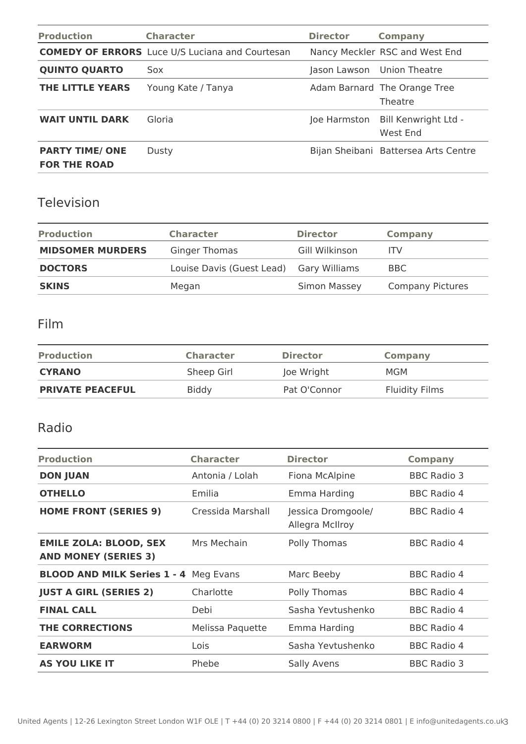| Production | Character | Director | Company |
|---|---|---|---|
| **COMEDY OF ERRORS** | Luce U/S Luciana and Courtesan | Nancy Meckler | RSC and West End |
| **QUINTO QUARTO** | Sox | Jason Lawson | Union Theatre |
| **THE LITTLE YEARS** | Young Kate / Tanya | Adam Barnard | The Orange Tree Theatre |
| **WAIT UNTIL DARK** | Gloria | Joe Harmston | Bill Kenwright Ltd - West End |
| **PARTY TIME/ ONE FOR THE ROAD** | Dusty | Bijan Sheibani | Battersea Arts Centre |

## Television

| Production | Character | Director | Company |
|---|---|---|---|
| **MIDSOMER MURDERS** | Ginger Thomas | Gill Wilkinson | ITV |
| **DOCTORS** | Louise Davis (Guest Lead) | Gary Williams | BBC |
| **SKINS** | Megan | Simon Massey | Company Pictures |

## Film

| Production | Character | Director | Company |
|---|---|---|---|
| **CYRANO** | Sheep Girl | Joe Wright | MGM |
| **PRIVATE PEACEFUL** | Biddy | Pat O'Connor | Fluidity Films |

## Radio

| Production | Character | Director | Company |
|---|---|---|---|
| **DON JUAN** | Antonia / Lolah | Fiona McAlpine | BBC Radio 3 |
| **OTHELLO** | Emilia | Emma Harding | BBC Radio 4 |
| **HOME FRONT (SERIES 9)** | Cressida Marshall | Jessica Dromgoole/ Allegra McIlroy | BBC Radio 4 |
| **EMILE ZOLA: BLOOD, SEX AND MONEY (SERIES 3)** | Mrs Mechain | Polly Thomas | BBC Radio 4 |
| **BLOOD AND MILK Series 1 - 4** | Meg Evans | Marc Beeby | BBC Radio 4 |
| **JUST A GIRL (SERIES 2)** | Charlotte | Polly Thomas | BBC Radio 4 |
| **FINAL CALL** | Debi | Sasha Yevtushenko | BBC Radio 4 |
| **THE CORRECTIONS** | Melissa Paquette | Emma Harding | BBC Radio 4 |
| **EARWORM** | Lois | Sasha Yevtushenko | BBC Radio 4 |
| **AS YOU LIKE IT** | Phebe | Sally Avens | BBC Radio 3 |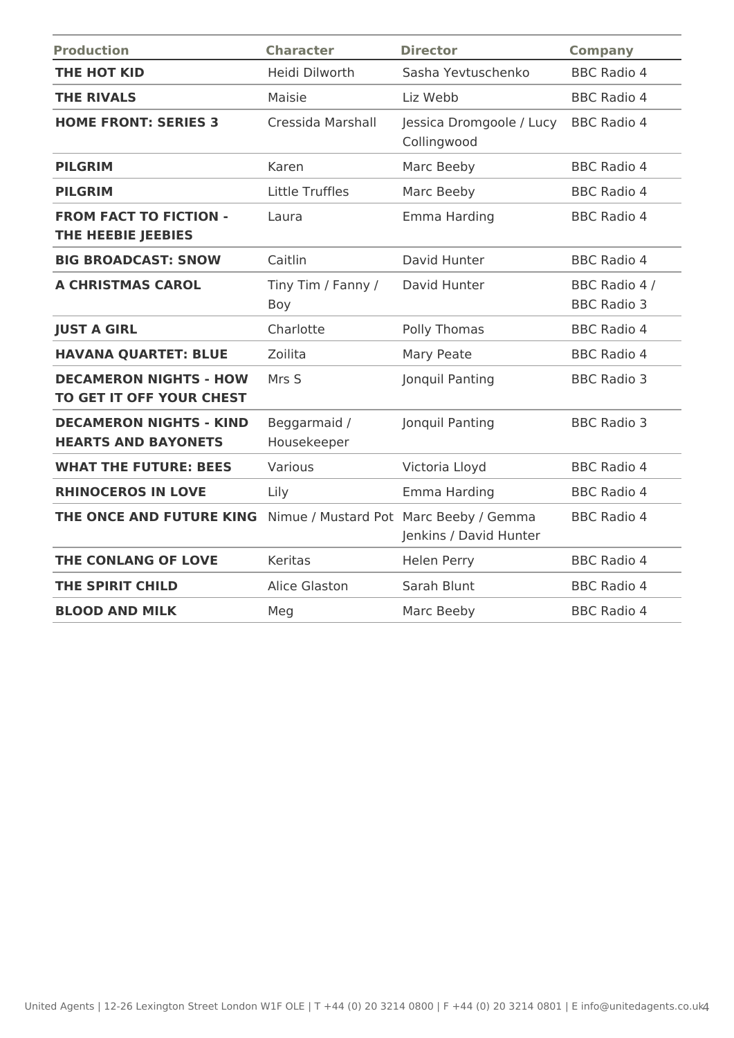| Production | Character | Director | Company |
| --- | --- | --- | --- |
| **THE HOT KID** | Heidi Dilworth | Sasha Yevtuschenko | BBC Radio 4 |
| **THE RIVALS** | Maisie | Liz Webb | BBC Radio 4 |
| **HOME FRONT: SERIES 3** | Cressida Marshall | Jessica Dromgoole / Lucy Collingwood | BBC Radio 4 |
| **PILGRIM** | Karen | Marc Beeby | BBC Radio 4 |
| **PILGRIM** | Little Truffles | Marc Beeby | BBC Radio 4 |
| **FROM FACT TO FICTION - THE HEEBIE JEEBIES** | Laura | Emma Harding | BBC Radio 4 |
| **BIG BROADCAST: SNOW** | Caitlin | David Hunter | BBC Radio 4 |
| **A CHRISTMAS CAROL** | Tiny Tim / Fanny / Boy | David Hunter | BBC Radio 4 / BBC Radio 3 |
| **JUST A GIRL** | Charlotte | Polly Thomas | BBC Radio 4 |
| **HAVANA QUARTET: BLUE** | Zoilita | Mary Peate | BBC Radio 4 |
| **DECAMERON NIGHTS - HOW TO GET IT OFF YOUR CHEST** | Mrs S | Jonquil Panting | BBC Radio 3 |
| **DECAMERON NIGHTS - KIND HEARTS AND BAYONETS** | Beggarmaid / Housekeeper | Jonquil Panting | BBC Radio 3 |
| **WHAT THE FUTURE: BEES** | Various | Victoria Lloyd | BBC Radio 4 |
| **RHINOCEROS IN LOVE** | Lily | Emma Harding | BBC Radio 4 |
| **THE ONCE AND FUTURE KING** | Nimue / Mustard Pot | Marc Beeby / Gemma Jenkins / David Hunter | BBC Radio 4 |
| **THE CONLANG OF LOVE** | Keritas | Helen Perry | BBC Radio 4 |
| **THE SPIRIT CHILD** | Alice Glaston | Sarah Blunt | BBC Radio 4 |
| **BLOOD AND MILK** | Meg | Marc Beeby | BBC Radio 4 |